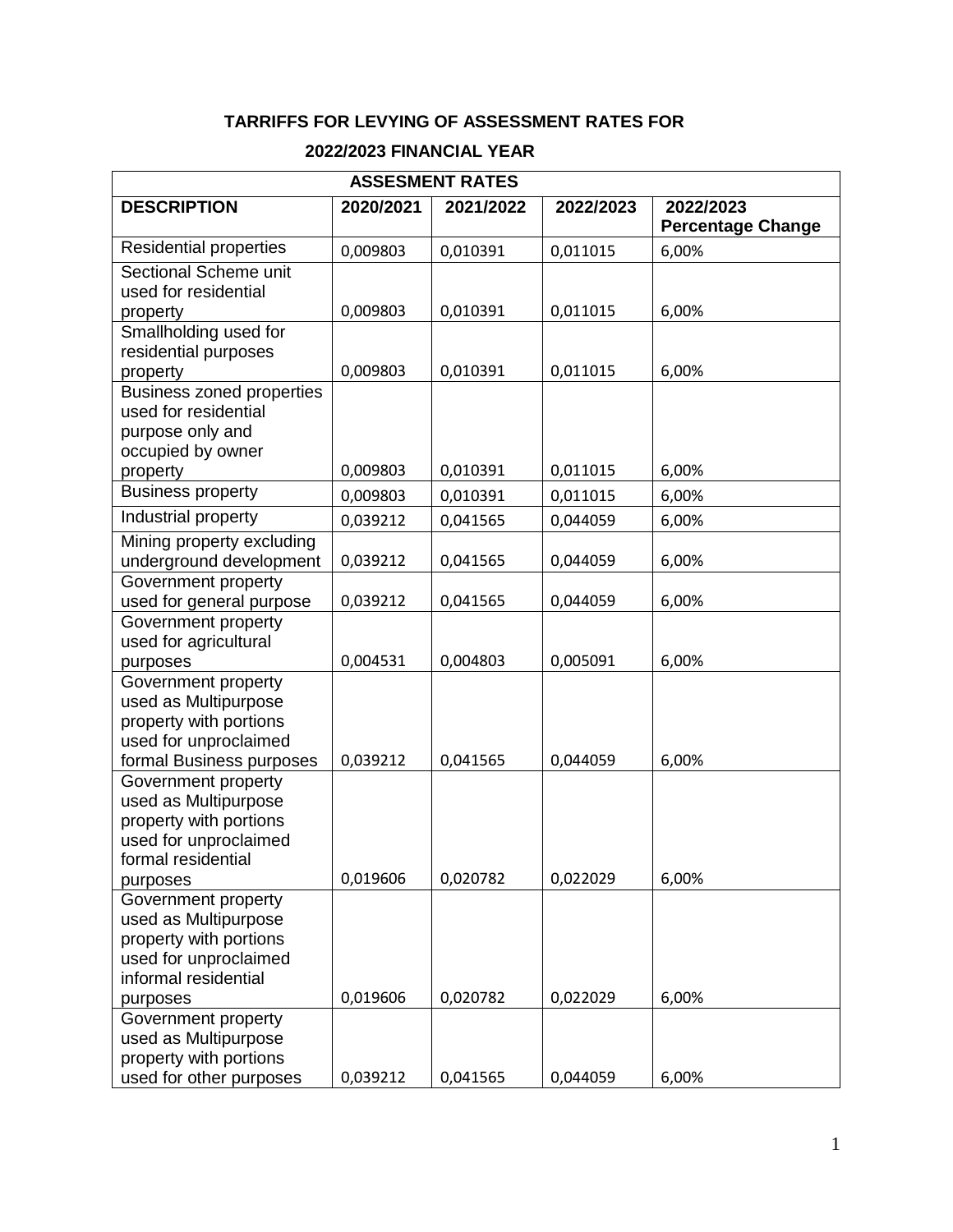# TARRIFFS FOR LEVYING OF ASSESSMENT RATES FOR

## 2022/2023 FINANCIAL YEAR

| ASSESMENT RATES | | | | |
|---|---|---|---|---|
| **DESCRIPTION** | **2020/2021** | **2021/2022** | **2022/2023** | **2022/2023 Percentage Change** |
| Residential properties | 0,009803 | 0,010391 | 0,011015 | 6,00% |
| Sectional Scheme unit used for residential property | 0,009803 | 0,010391 | 0,011015 | 6,00% |
| Smallholding used for residential purposes property | 0,009803 | 0,010391 | 0,011015 | 6,00% |
| Business zoned properties used for residential purpose only and occupied by owner property | 0,009803 | 0,010391 | 0,011015 | 6,00% |
| Business property | 0,009803 | 0,010391 | 0,011015 | 6,00% |
| Industrial property | 0,039212 | 0,041565 | 0,044059 | 6,00% |
| Mining property excluding underground development | 0,039212 | 0,041565 | 0,044059 | 6,00% |
| Government property used for general purpose | 0,039212 | 0,041565 | 0,044059 | 6,00% |
| Government property used for agricultural purposes | 0,004531 | 0,004803 | 0,005091 | 6,00% |
| Government property used as Multipurpose property with portions used for unproclaimed formal Business purposes | 0,039212 | 0,041565 | 0,044059 | 6,00% |
| Government property used as Multipurpose property with portions used for unproclaimed formal residential purposes | 0,019606 | 0,020782 | 0,022029 | 6,00% |
| Government property used as Multipurpose property with portions used for unproclaimed informal residential purposes | 0,019606 | 0,020782 | 0,022029 | 6,00% |
| Government property used as Multipurpose property with portions used for other purposes | 0,039212 | 0,041565 | 0,044059 | 6,00% |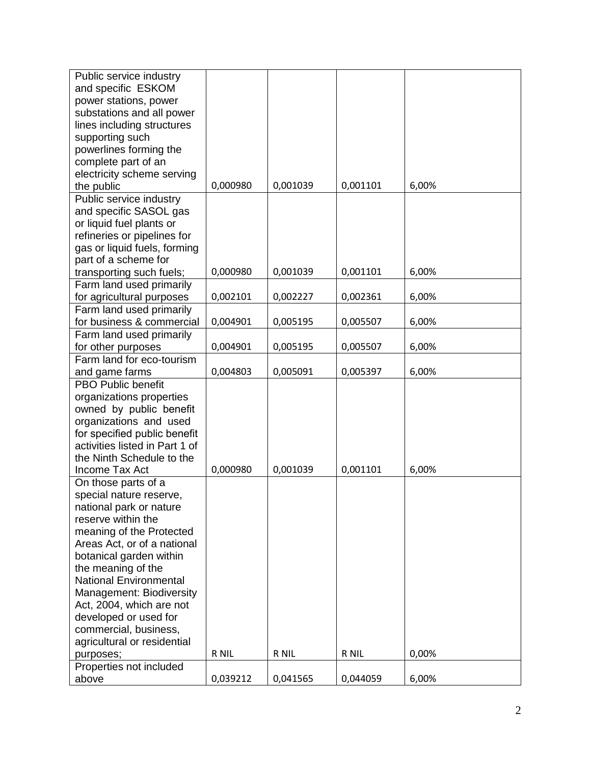| | | | | |
|---|---|---|---|---|
| Public service industry and specific ESKOM power stations, power substations and all power lines including structures supporting such powerlines forming the complete part of an electricity scheme serving the public | 0,000980 | 0,001039 | 0,001101 | 6,00% |
| Public service industry and specific SASOL gas or liquid fuel plants or refineries or pipelines for gas or liquid fuels, forming part of a scheme for transporting such fuels; | 0,000980 | 0,001039 | 0,001101 | 6,00% |
| Farm land used primarily for agricultural purposes | 0,002101 | 0,002227 | 0,002361 | 6,00% |
| Farm land used primarily for business & commercial | 0,004901 | 0,005195 | 0,005507 | 6,00% |
| Farm land used primarily for other purposes | 0,004901 | 0,005195 | 0,005507 | 6,00% |
| Farm land for eco-tourism and game farms | 0,004803 | 0,005091 | 0,005397 | 6,00% |
| PBO Public benefit organizations properties owned by public benefit organizations and used for specified public benefit activities listed in Part 1 of the Ninth Schedule to the Income Tax Act | 0,000980 | 0,001039 | 0,001101 | 6,00% |
| On those parts of a special nature reserve, national park or nature reserve within the meaning of the Protected Areas Act, or of a national botanical garden within the meaning of the National Environmental Management: Biodiversity Act, 2004, which are not developed or used for commercial, business, agricultural or residential purposes; | R NIL | R NIL | R NIL | 0,00% |
| Properties not included above | 0,039212 | 0,041565 | 0,044059 | 6,00% |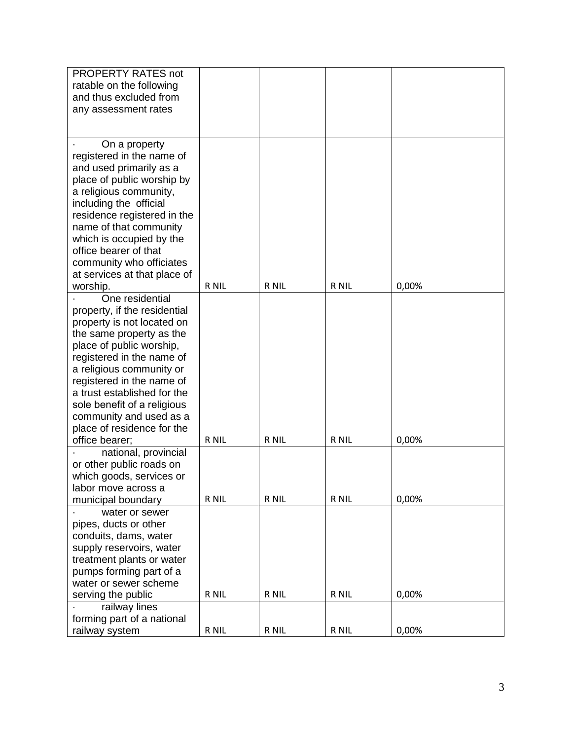| | | | | |
|---|---|---|---|---|
| PROPERTY RATES not ratable on the following and thus excluded from any assessment rates | | | | |
| · On a property registered in the name of and used primarily as a place of public worship by a religious community, including the official residence registered in the name of that community which is occupied by the office bearer of that community who officiates at services at that place of worship. | R NIL | R NIL | R NIL | 0,00% |
| · One residential property, if the residential property is not located on the same property as the place of public worship, registered in the name of a religious community or registered in the name of a trust established for the sole benefit of a religious community and used as a place of residence for the office bearer; | R NIL | R NIL | R NIL | 0,00% |
| · national, provincial or other public roads on which goods, services or labor move across a municipal boundary | R NIL | R NIL | R NIL | 0,00% |
| · water or sewer pipes, ducts or other conduits, dams, water supply reservoirs, water treatment plants or water pumps forming part of a water or sewer scheme serving the public | R NIL | R NIL | R NIL | 0,00% |
| · railway lines forming part of a national railway system | R NIL | R NIL | R NIL | 0,00% |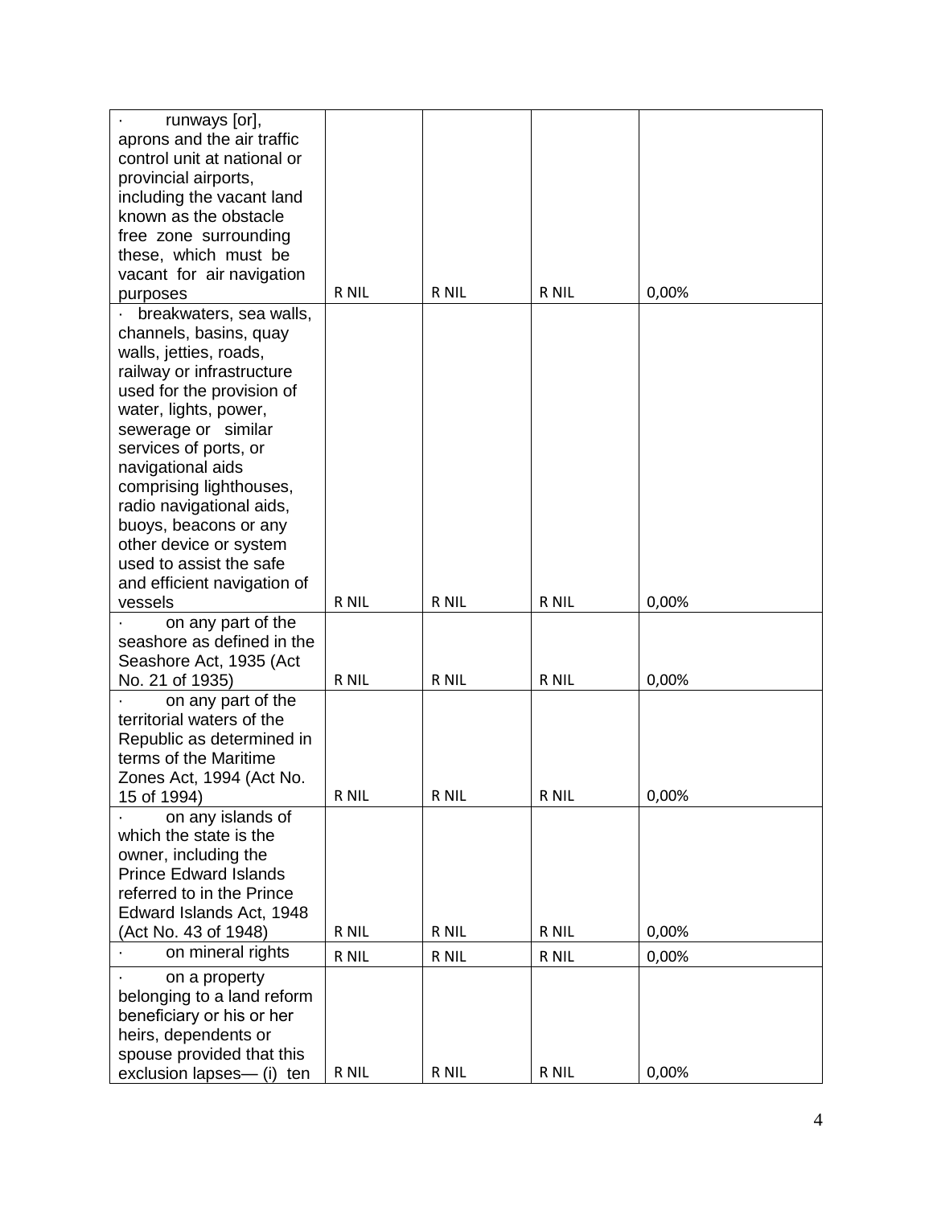| | | | | |
|---|---|---|---|---|
| · runways [or], aprons and the air traffic control unit at national or provincial airports, including the vacant land known as the obstacle free zone surrounding these, which must be vacant for air navigation purposes | R NIL | R NIL | R NIL | 0,00% |
| · breakwaters, sea walls, channels, basins, quay walls, jetties, roads, railway or infrastructure used for the provision of water, lights, power, sewerage or similar services of ports, or navigational aids comprising lighthouses, radio navigational aids, buoys, beacons or any other device or system used to assist the safe and efficient navigation of vessels | R NIL | R NIL | R NIL | 0,00% |
| · on any part of the seashore as defined in the Seashore Act, 1935 (Act No. 21 of 1935) | R NIL | R NIL | R NIL | 0,00% |
| · on any part of the territorial waters of the Republic as determined in terms of the Maritime Zones Act, 1994 (Act No. 15 of 1994) | R NIL | R NIL | R NIL | 0,00% |
| · on any islands of which the state is the owner, including the Prince Edward Islands referred to in the Prince Edward Islands Act, 1948 (Act No. 43 of 1948) | R NIL | R NIL | R NIL | 0,00% |
| · on mineral rights | R NIL | R NIL | R NIL | 0,00% |
| · on a property belonging to a land reform beneficiary or his or her heirs, dependents or spouse provided that this exclusion lapses— (i) ten | R NIL | R NIL | R NIL | 0,00% |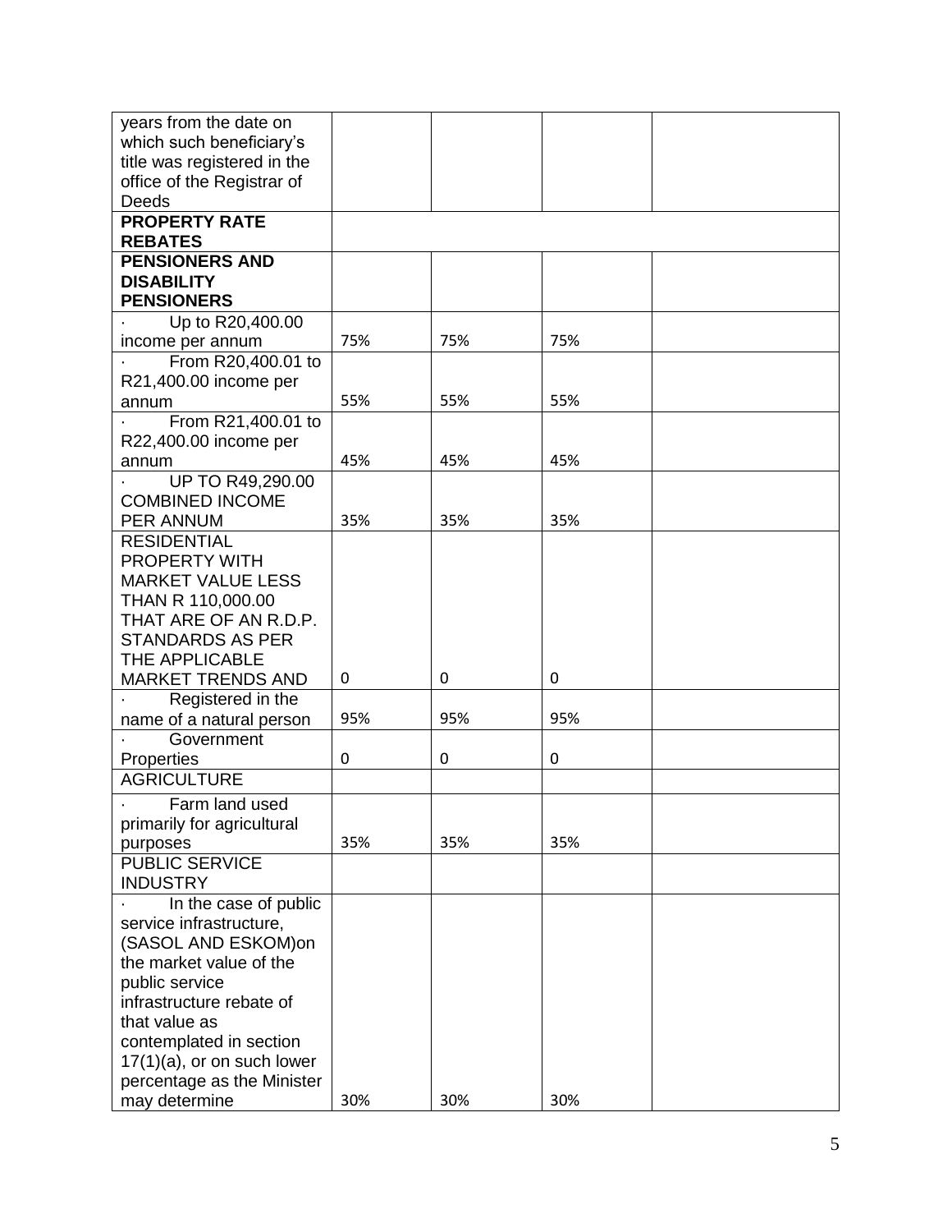| | | | | |
|---|---|---|---|---|
| years from the date on which such beneficiary's title was registered in the office of the Registrar of Deeds | | | | |
| **PROPERTY RATE REBATES** | | | | |
| **PENSIONERS AND DISABILITY PENSIONERS** | | | | |
| · Up to R20,400.00 income per annum | 75% | 75% | 75% | |
| · From R20,400.01 to R21,400.00 income per annum | 55% | 55% | 55% | |
| · From R21,400.01 to R22,400.00 income per annum | 45% | 45% | 45% | |
| · UP TO R49,290.00 COMBINED INCOME PER ANNUM | 35% | 35% | 35% | |
| RESIDENTIAL PROPERTY WITH MARKET VALUE LESS THAN R 110,000.00 THAT ARE OF AN R.D.P. STANDARDS AS PER THE APPLICABLE MARKET TRENDS AND | 0 | 0 | 0 | |
| · Registered in the name of a natural person | 95% | 95% | 95% | |
| · Government Properties | 0 | 0 | 0 | |
| AGRICULTURE | | | | |
| · Farm land used primarily for agricultural purposes | 35% | 35% | 35% | |
| PUBLIC SERVICE INDUSTRY | | | | |
| · In the case of public service infrastructure, (SASOL AND ESKOM)on the market value of the public service infrastructure rebate of that value as contemplated in section 17(1)(a), or on such lower percentage as the Minister may determine | 30% | 30% | 30% | |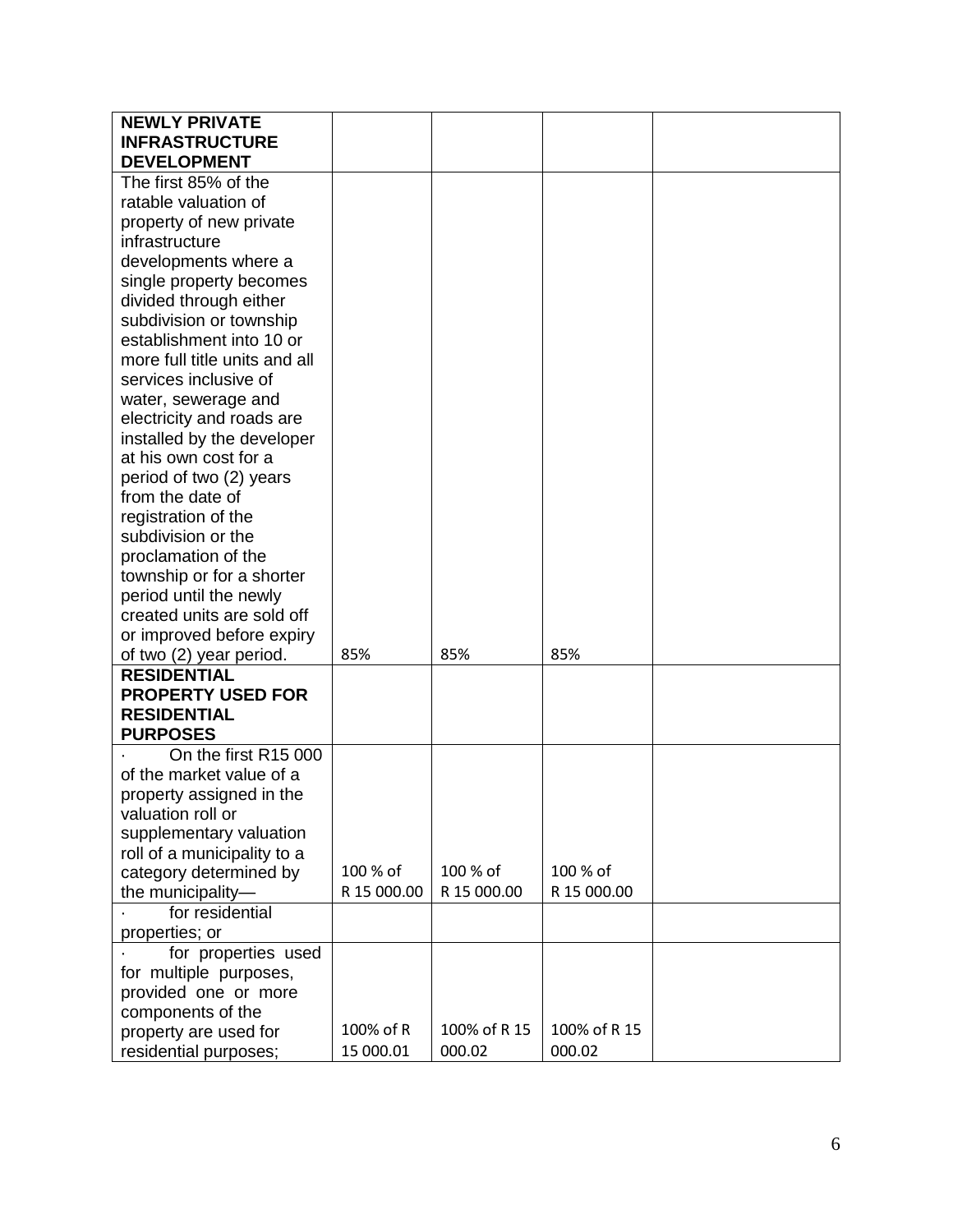| | | | | |
|---|---|---|---|---|
| **NEWLY PRIVATE INFRASTRUCTURE DEVELOPMENT** | | | | |
| The first 85% of the ratable valuation of property of new private infrastructure developments where a single property becomes divided through either subdivision or township establishment into 10 or more full title units and all services inclusive of water, sewerage and electricity and roads are installed by the developer at his own cost for a period of two (2) years from the date of registration of the subdivision or the proclamation of the township or for a shorter period until the newly created units are sold off or improved before expiry of two (2) year period. | 85% | 85% | 85% | |
| **RESIDENTIAL PROPERTY USED FOR RESIDENTIAL PURPOSES** | | | | |
| · On the first R15 000 of the market value of a property assigned in the valuation roll or supplementary valuation roll of a municipality to a category determined by the municipality— | 100 % of R 15 000.00 | 100 % of R 15 000.00 | 100 % of R 15 000.00 | |
| · for residential properties; or | | | | |
| · for properties used for multiple purposes, provided one or more components of the property are used for residential purposes; | 100% of R 15 000.01 | 100% of R 15 000.02 | 100% of R 15 000.02 | |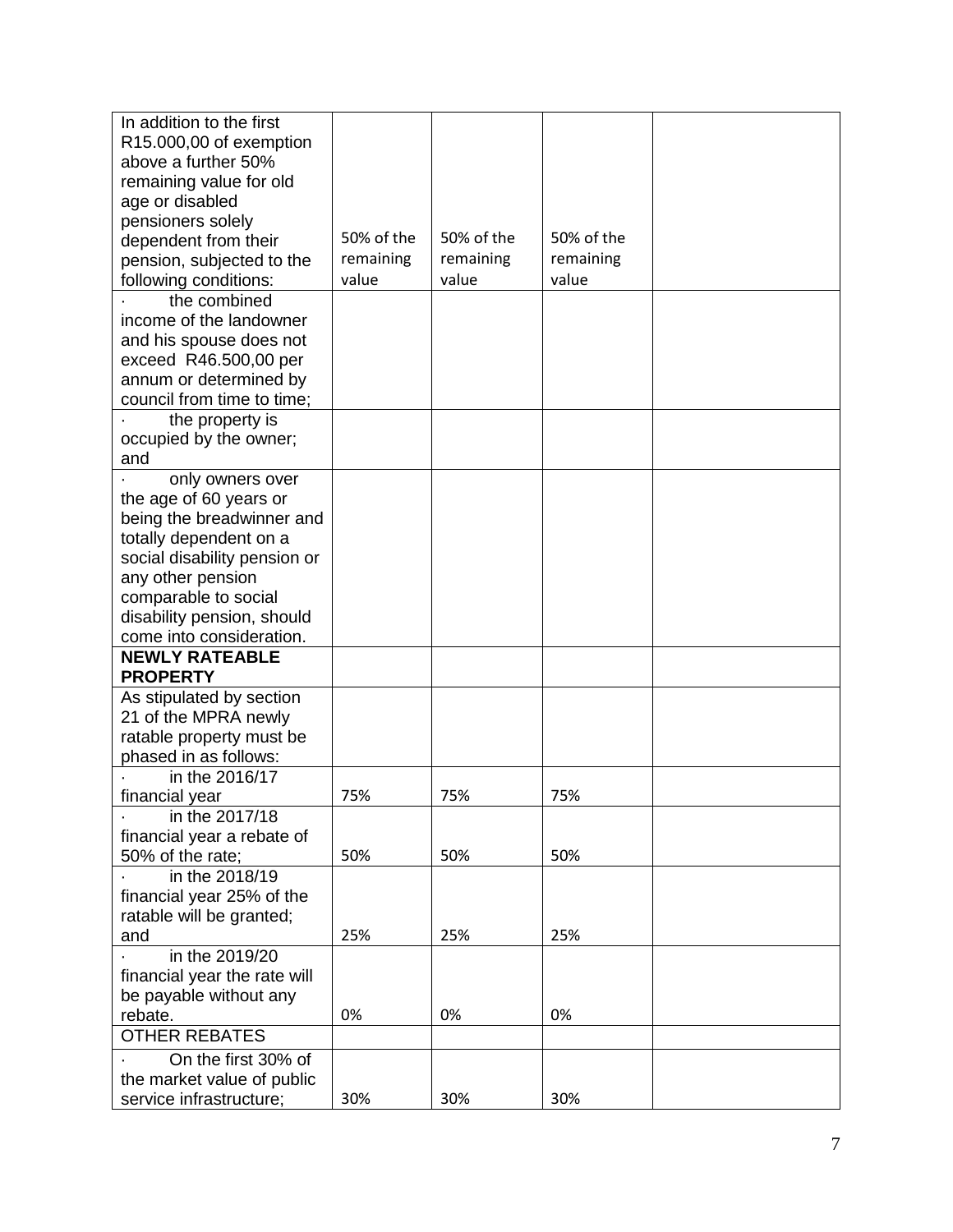| | | | | |
|---|---|---|---|---|
| In addition to the first R15.000,00 of exemption above a further 50% remaining value for old age or disabled pensioners solely dependent from their pension, subjected to the following conditions: | 50% of the remaining value | 50% of the remaining value | 50% of the remaining value | |
| · the combined income of the landowner and his spouse does not exceed R46.500,00 per annum or determined by council from time to time; | | | | |
| · the property is occupied by the owner; and | | | | |
| · only owners over the age of 60 years or being the breadwinner and totally dependent on a social disability pension or any other pension comparable to social disability pension, should come into consideration. | | | | |
| **NEWLY RATEABLE PROPERTY** | | | | |
| As stipulated by section 21 of the MPRA newly ratable property must be phased in as follows: | | | | |
| · in the 2016/17 financial year | 75% | 75% | 75% | |
| · in the 2017/18 financial year a rebate of 50% of the rate; | 50% | 50% | 50% | |
| · in the 2018/19 financial year 25% of the ratable will be granted; and | 25% | 25% | 25% | |
| · in the 2019/20 financial year the rate will be payable without any rebate. | 0% | 0% | 0% | |
| OTHER REBATES | | | | |
| · On the first 30% of the market value of public service infrastructure; | 30% | 30% | 30% | |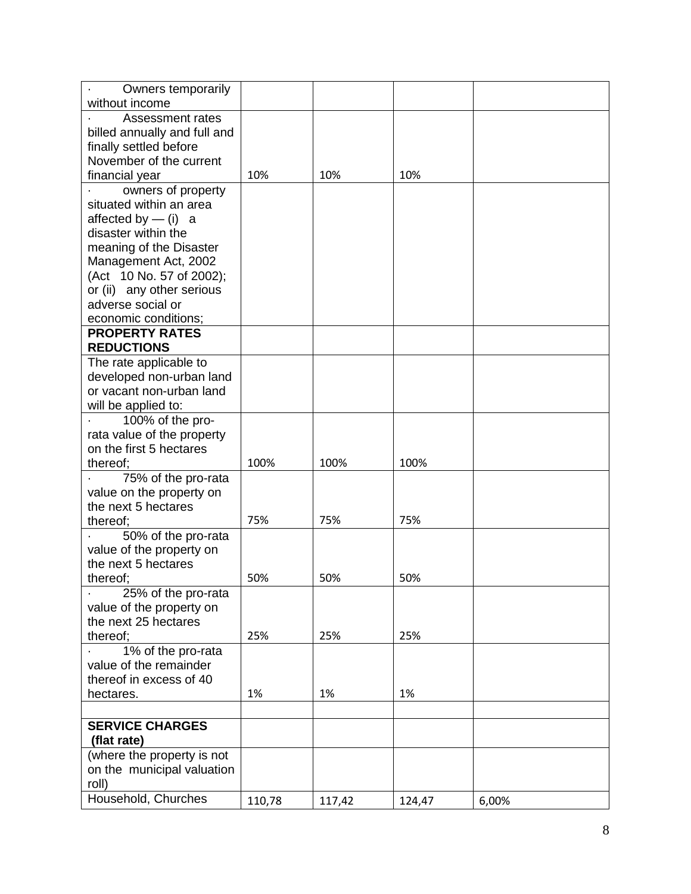| | | | | |
|---|---|---|---|---|
| · Owners temporarily without income | | | | |
| · Assessment rates billed annually and full and finally settled before November of the current financial year | 10% | 10% | 10% | |
| · owners of property situated within an area affected by — (i) a disaster within the meaning of the Disaster Management Act, 2002 (Act 10 No. 57 of 2002); or (ii) any other serious adverse social or economic conditions; | | | | |
| **PROPERTY RATES REDUCTIONS** | | | | |
| The rate applicable to developed non-urban land or vacant non-urban land will be applied to: | | | | |
| · 100% of the pro-rata value of the property on the first 5 hectares thereof; | 100% | 100% | 100% | |
| · 75% of the pro-rata value on the property on the next 5 hectares thereof; | 75% | 75% | 75% | |
| · 50% of the pro-rata value of the property on the next 5 hectares thereof; | 50% | 50% | 50% | |
| · 25% of the pro-rata value of the property on the next 25 hectares thereof; | 25% | 25% | 25% | |
| · 1% of the pro-rata value of the remainder thereof in excess of 40 hectares. | 1% | 1% | 1% | |
| | | | | |
| **SERVICE CHARGES (flat rate)** | | | | |
| (where the property is not on the municipal valuation roll) | | | | |
| Household, Churches | 110,78 | 117,42 | 124,47 | 6,00% |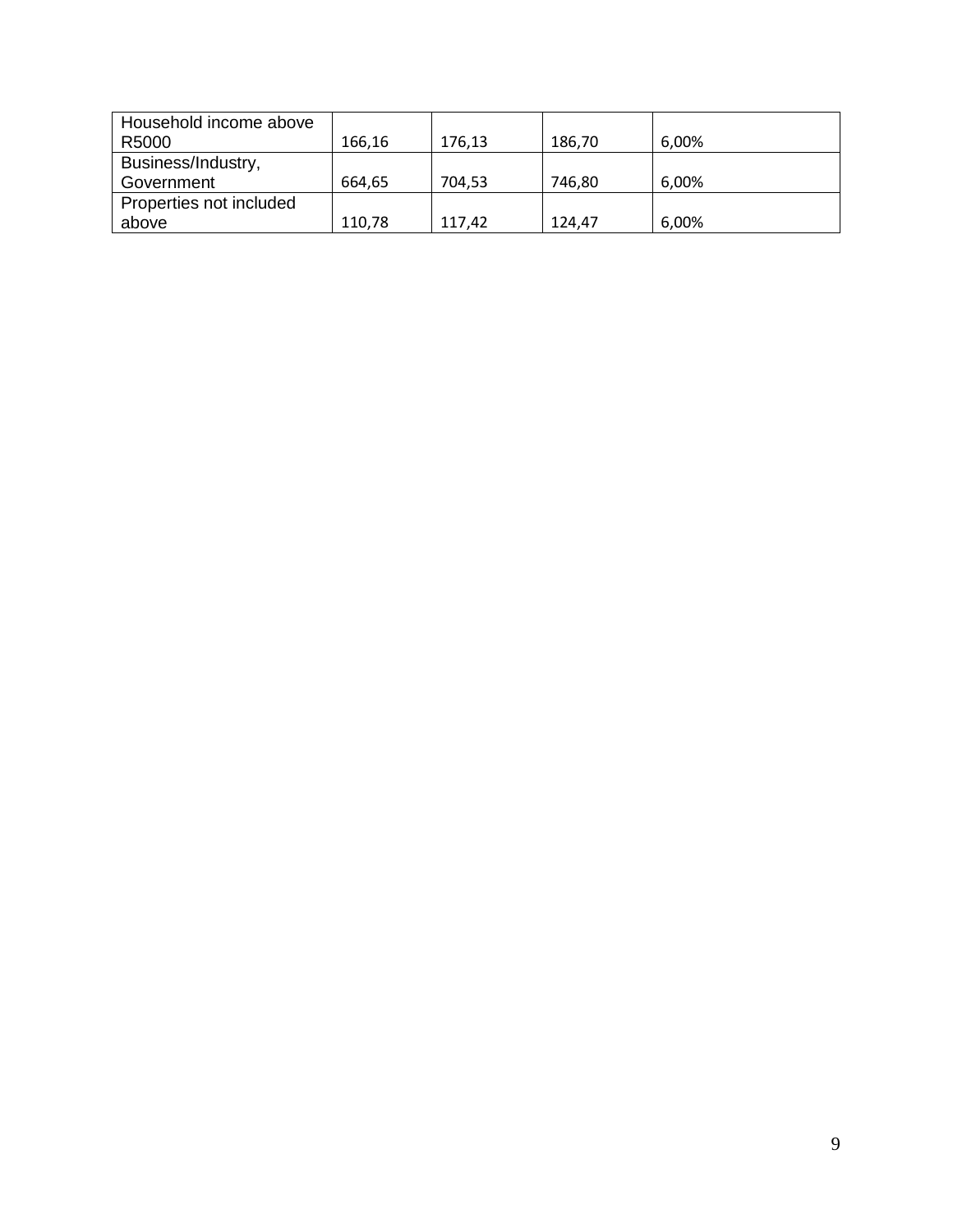| | | | | |
|---|---|---|---|---|
| Household income above R5000 | 166,16 | 176,13 | 186,70 | 6,00% |
| Business/Industry, Government | 664,65 | 704,53 | 746,80 | 6,00% |
| Properties not included above | 110,78 | 117,42 | 124,47 | 6,00% |